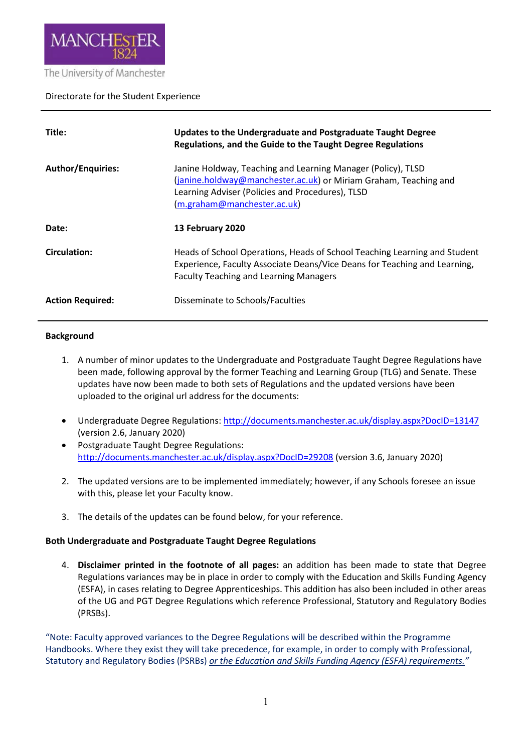MANCHESTER 1824

The University of Manchester

Directorate for the Student Experience

| | |
|---|---|
| **Title:** | **Updates to the Undergraduate and Postgraduate Taught Degree Regulations, and the Guide to the Taught Degree Regulations** |
| **Author/Enquiries:** | Janine Holdway, Teaching and Learning Manager (Policy), TLSD (janine.holdway@manchester.ac.uk) or Miriam Graham, Teaching and Learning Adviser (Policies and Procedures), TLSD (m.graham@manchester.ac.uk) |
| **Date:** | **13 February 2020** |
| **Circulation:** | Heads of School Operations, Heads of School Teaching Learning and Student Experience, Faculty Associate Deans/Vice Deans for Teaching and Learning, Faculty Teaching and Learning Managers |
| **Action Required:** | Disseminate to Schools/Faculties |

**Background**

1. A number of minor updates to the Undergraduate and Postgraduate Taught Degree Regulations have been made, following approval by the former Teaching and Learning Group (TLG) and Senate. These updates have now been made to both sets of Regulations and the updated versions have been uploaded to the original url address for the documents:

- Undergraduate Degree Regulations: http://documents.manchester.ac.uk/display.aspx?DocID=13147 (version 2.6, January 2020)
- Postgraduate Taught Degree Regulations: http://documents.manchester.ac.uk/display.aspx?DocID=29208 (version 3.6, January 2020)

2. The updated versions are to be implemented immediately; however, if any Schools foresee an issue with this, please let your Faculty know.

3. The details of the updates can be found below, for your reference.

**Both Undergraduate and Postgraduate Taught Degree Regulations**

4. **Disclaimer printed in the footnote of all pages:** an addition has been made to state that Degree Regulations variances may be in place in order to comply with the Education and Skills Funding Agency (ESFA), in cases relating to Degree Apprenticeships. This addition has also been included in other areas of the UG and PGT Degree Regulations which reference Professional, Statutory and Regulatory Bodies (PRSBs).

"Note: Faculty approved variances to the Degree Regulations will be described within the Programme Handbooks. Where they exist they will take precedence, for example, in order to comply with Professional, Statutory and Regulatory Bodies (PSRBs) *or the Education and Skills Funding Agency (ESFA) requirements."*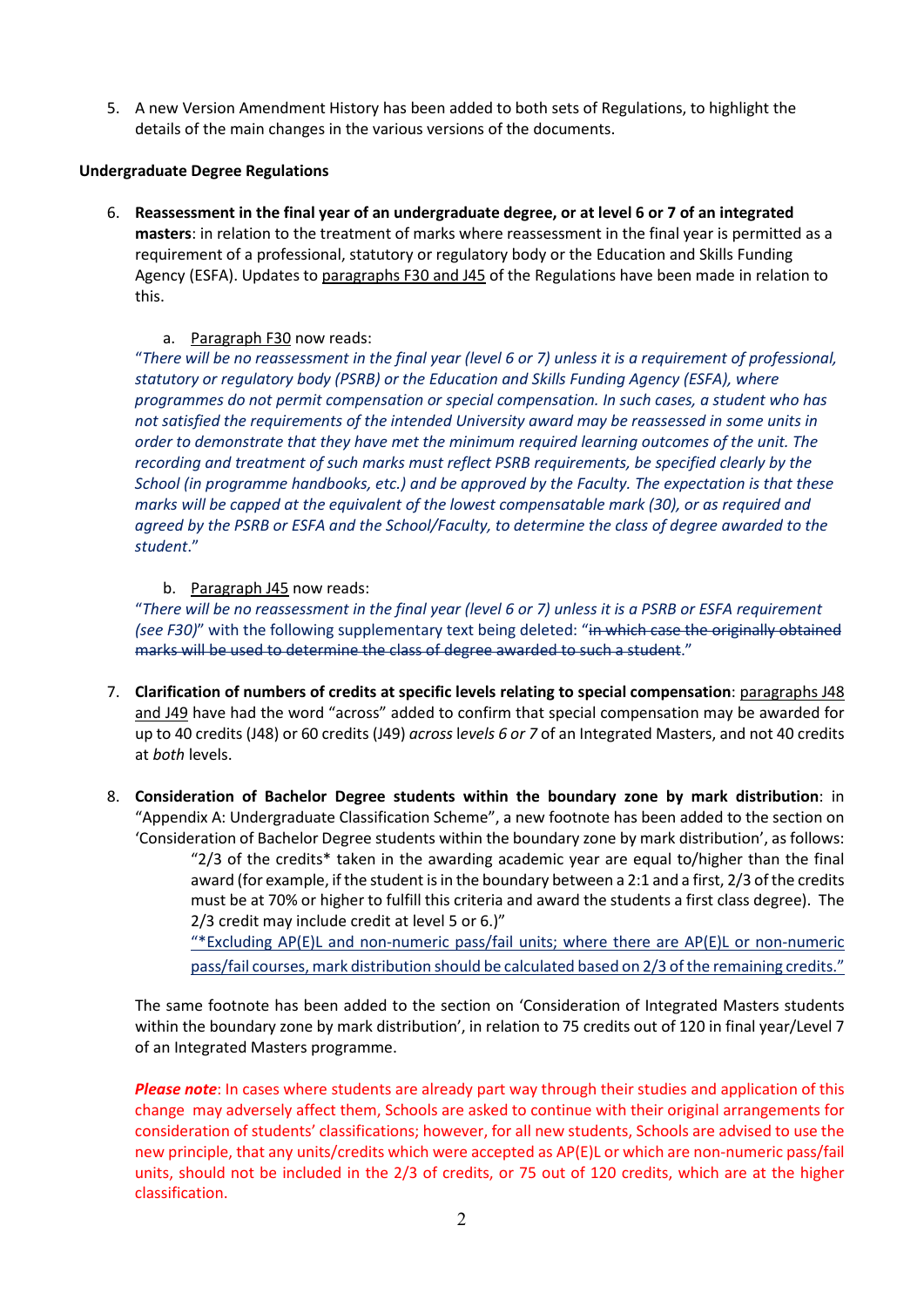5. A new Version Amendment History has been added to both sets of Regulations, to highlight the details of the main changes in the various versions of the documents.

**Undergraduate Degree Regulations**

6. **Reassessment in the final year of an undergraduate degree, or at level 6 or 7 of an integrated masters**: in relation to the treatment of marks where reassessment in the final year is permitted as a requirement of a professional, statutory or regulatory body or the Education and Skills Funding Agency (ESFA). Updates to paragraphs F30 and J45 of the Regulations have been made in relation to this.

   a. Paragraph F30 now reads:
   "*There will be no reassessment in the final year (level 6 or 7) unless it is a requirement of professional, statutory or regulatory body (PSRB) or the Education and Skills Funding Agency (ESFA), where programmes do not permit compensation or special compensation. In such cases, a student who has not satisfied the requirements of the intended University award may be reassessed in some units in order to demonstrate that they have met the minimum required learning outcomes of the unit. The recording and treatment of such marks must reflect PSRB requirements, be specified clearly by the School (in programme handbooks, etc.) and be approved by the Faculty. The expectation is that these marks will be capped at the equivalent of the lowest compensatable mark (30), or as required and agreed by the PSRB or ESFA and the School/Faculty, to determine the class of degree awarded to the student*."

   b. Paragraph J45 now reads:
   "*There will be no reassessment in the final year (level 6 or 7) unless it is a PSRB or ESFA requirement (see F30)*" with the following supplementary text being deleted: "~~in which case the originally obtained marks will be used to determine the class of degree awarded to such a student~~."

7. **Clarification of numbers of credits at specific levels relating to special compensation**: paragraphs J48 and J49 have had the word "across" added to confirm that special compensation may be awarded for up to 40 credits (J48) or 60 credits (J49) *across* levels *6 or 7* of an Integrated Masters, and not 40 credits at *both* levels.

8. **Consideration of Bachelor Degree students within the boundary zone by mark distribution**: in "Appendix A: Undergraduate Classification Scheme", a new footnote has been added to the section on 'Consideration of Bachelor Degree students within the boundary zone by mark distribution', as follows:

   > "2/3 of the credits* taken in the awarding academic year are equal to/higher than the final award (for example, if the student is in the boundary between a 2:1 and a first, 2/3 of the credits must be at 70% or higher to fulfill this criteria and award the students a first class degree). The 2/3 credit may include credit at level 5 or 6.)"
   >
   > "*Excluding AP(E)L and non-numeric pass/fail units; where there are AP(E)L or non-numeric pass/fail courses, mark distribution should be calculated based on 2/3 of the remaining credits."

   The same footnote has been added to the section on 'Consideration of Integrated Masters students within the boundary zone by mark distribution', in relation to 75 credits out of 120 in final year/Level 7 of an Integrated Masters programme.

   ***Please note***: In cases where students are already part way through their studies and application of this change may adversely affect them, Schools are asked to continue with their original arrangements for consideration of students' classifications; however, for all new students, Schools are advised to use the new principle, that any units/credits which were accepted as AP(E)L or which are non-numeric pass/fail units, should not be included in the 2/3 of credits, or 75 out of 120 credits, which are at the higher classification.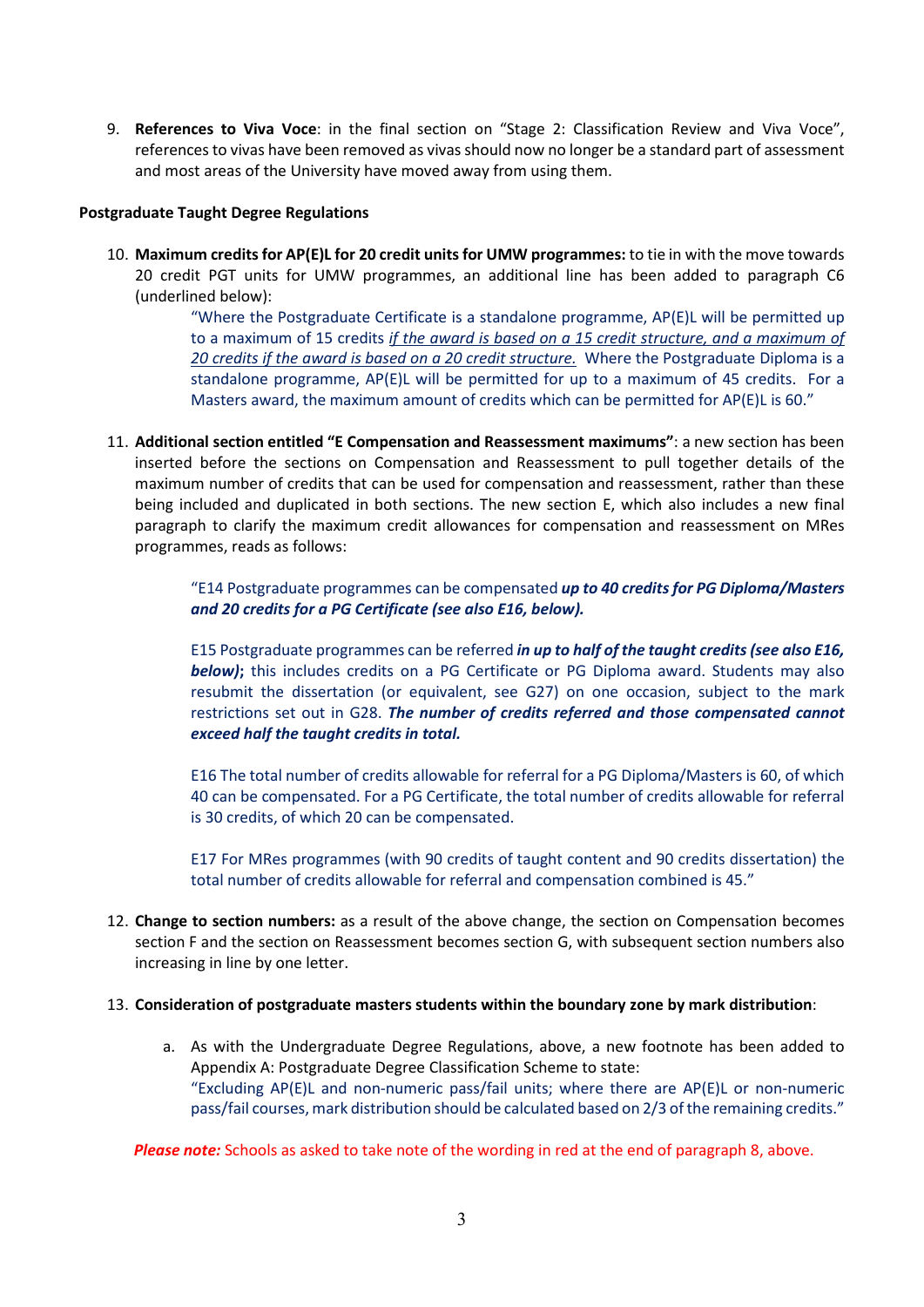9. **References to Viva Voce**: in the final section on "Stage 2: Classification Review and Viva Voce", references to vivas have been removed as vivas should now no longer be a standard part of assessment and most areas of the University have moved away from using them.

**Postgraduate Taught Degree Regulations**

10. **Maximum credits for AP(E)L for 20 credit units for UMW programmes:** to tie in with the move towards 20 credit PGT units for UMW programmes, an additional line has been added to paragraph C6 (underlined below):

    > "Where the Postgraduate Certificate is a standalone programme, AP(E)L will be permitted up to a maximum of 15 credits <u>*if the award is based on a 15 credit structure, and a maximum of 20 credits if the award is based on a 20 credit structure.*</u> Where the Postgraduate Diploma is a standalone programme, AP(E)L will be permitted for up to a maximum of 45 credits. For a Masters award, the maximum amount of credits which can be permitted for AP(E)L is 60."

11. **Additional section entitled "E Compensation and Reassessment maximums"**: a new section has been inserted before the sections on Compensation and Reassessment to pull together details of the maximum number of credits that can be used for compensation and reassessment, rather than these being included and duplicated in both sections. The new section E, which also includes a new final paragraph to clarify the maximum credit allowances for compensation and reassessment on MRes programmes, reads as follows:

    > "E14 Postgraduate programmes can be compensated ***up to 40 credits for PG Diploma/Masters and 20 credits for a PG Certificate (see also E16, below).***
    >
    > E15 Postgraduate programmes can be referred ***in up to half of the taught credits (see also E16, below)***; this includes credits on a PG Certificate or PG Diploma award. Students may also resubmit the dissertation (or equivalent, see G27) on one occasion, subject to the mark restrictions set out in G28. ***The number of credits referred and those compensated cannot exceed half the taught credits in total.***
    >
    > E16 The total number of credits allowable for referral for a PG Diploma/Masters is 60, of which 40 can be compensated. For a PG Certificate, the total number of credits allowable for referral is 30 credits, of which 20 can be compensated.
    >
    > E17 For MRes programmes (with 90 credits of taught content and 90 credits dissertation) the total number of credits allowable for referral and compensation combined is 45."

12. **Change to section numbers:** as a result of the above change, the section on Compensation becomes section F and the section on Reassessment becomes section G, with subsequent section numbers also increasing in line by one letter.

13. **Consideration of postgraduate masters students within the boundary zone by mark distribution**:

    a. As with the Undergraduate Degree Regulations, above, a new footnote has been added to Appendix A: Postgraduate Degree Classification Scheme to state:
       "Excluding AP(E)L and non-numeric pass/fail units; where there are AP(E)L or non-numeric pass/fail courses, mark distribution should be calculated based on 2/3 of the remaining credits."

***Please note:*** Schools as asked to take note of the wording in red at the end of paragraph 8, above.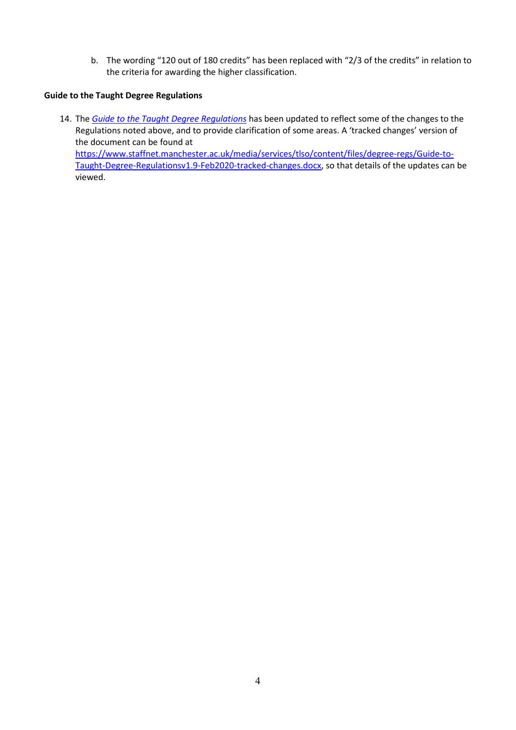b. The wording "120 out of 180 credits" has been replaced with "2/3 of the credits" in relation to the criteria for awarding the higher classification.

**Guide to the Taught Degree Regulations**

14. The *Guide to the Taught Degree Regulations* has been updated to reflect some of the changes to the Regulations noted above, and to provide clarification of some areas. A 'tracked changes' version of the document can be found at https://www.staffnet.manchester.ac.uk/media/services/tlso/content/files/degree-regs/Guide-to-Taught-Degree-Regulationsv1.9-Feb2020-tracked-changes.docx, so that details of the updates can be viewed.